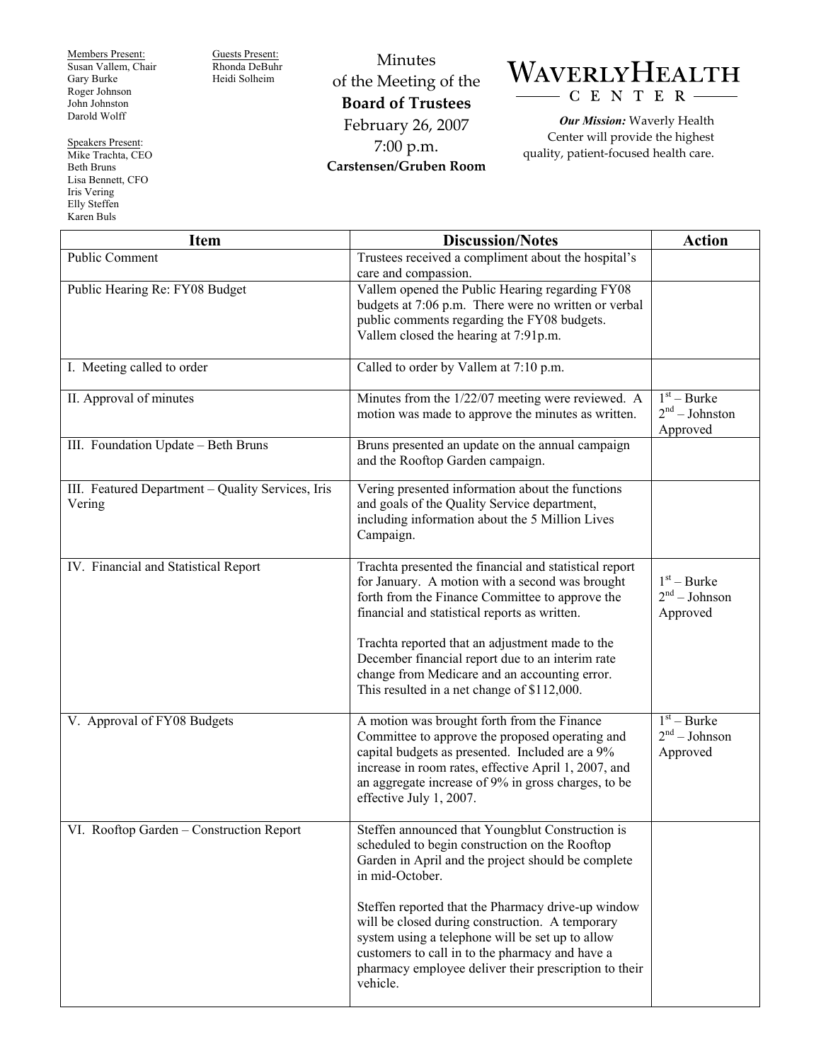Members Present:
Susan Vallem, Chair
Gary Burke
Roger Johnson
John Johnston
Darold Wolff

Guests Present:
Rhonda DeBuhr
Heidi Solheim

Speakers Present:
Mike Trachta, CEO
Beth Bruns
Lisa Bennett, CFO
Iris Vering
Elly Steffen
Karen Buls

# Minutes of the Meeting of the **Board of Trustees**

February 26, 2007
7:00 p.m.
**Carstensen/Gruben Room**

**WAVERLYHEALTH CENTER**

***Our Mission:*** Waverly Health Center will provide the highest quality, patient-focused health care.

| Item | Discussion/Notes | Action |
|---|---|---|
| Public Comment | Trustees received a compliment about the hospital's care and compassion. | |
| Public Hearing Re: FY08 Budget | Vallem opened the Public Hearing regarding FY08 budgets at 7:06 p.m. There were no written or verbal public comments regarding the FY08 budgets. Vallem closed the hearing at 7:91p.m. | |
| I. Meeting called to order | Called to order by Vallem at 7:10 p.m. | |
| II. Approval of minutes | Minutes from the 1/22/07 meeting were reviewed. A motion was made to approve the minutes as written. | 1st – Burke<br>2nd – Johnston<br>Approved |
| III. Foundation Update – Beth Bruns | Bruns presented an update on the annual campaign and the Rooftop Garden campaign. | |
| III. Featured Department – Quality Services, Iris Vering | Vering presented information about the functions and goals of the Quality Service department, including information about the 5 Million Lives Campaign. | |
| IV. Financial and Statistical Report | Trachta presented the financial and statistical report for January. A motion with a second was brought forth from the Finance Committee to approve the financial and statistical reports as written.<br><br>Trachta reported that an adjustment made to the December financial report due to an interim rate change from Medicare and an accounting error. This resulted in a net change of $112,000. | 1st – Burke<br>2nd – Johnson<br>Approved |
| V. Approval of FY08 Budgets | A motion was brought forth from the Finance Committee to approve the proposed operating and capital budgets as presented. Included are a 9% increase in room rates, effective April 1, 2007, and an aggregate increase of 9% in gross charges, to be effective July 1, 2007. | 1st – Burke<br>2nd – Johnson<br>Approved |
| VI. Rooftop Garden – Construction Report | Steffen announced that Youngblut Construction is scheduled to begin construction on the Rooftop Garden in April and the project should be complete in mid-October.<br><br>Steffen reported that the Pharmacy drive-up window will be closed during construction. A temporary system using a telephone will be set up to allow customers to call in to the pharmacy and have a pharmacy employee deliver their prescription to their vehicle. | |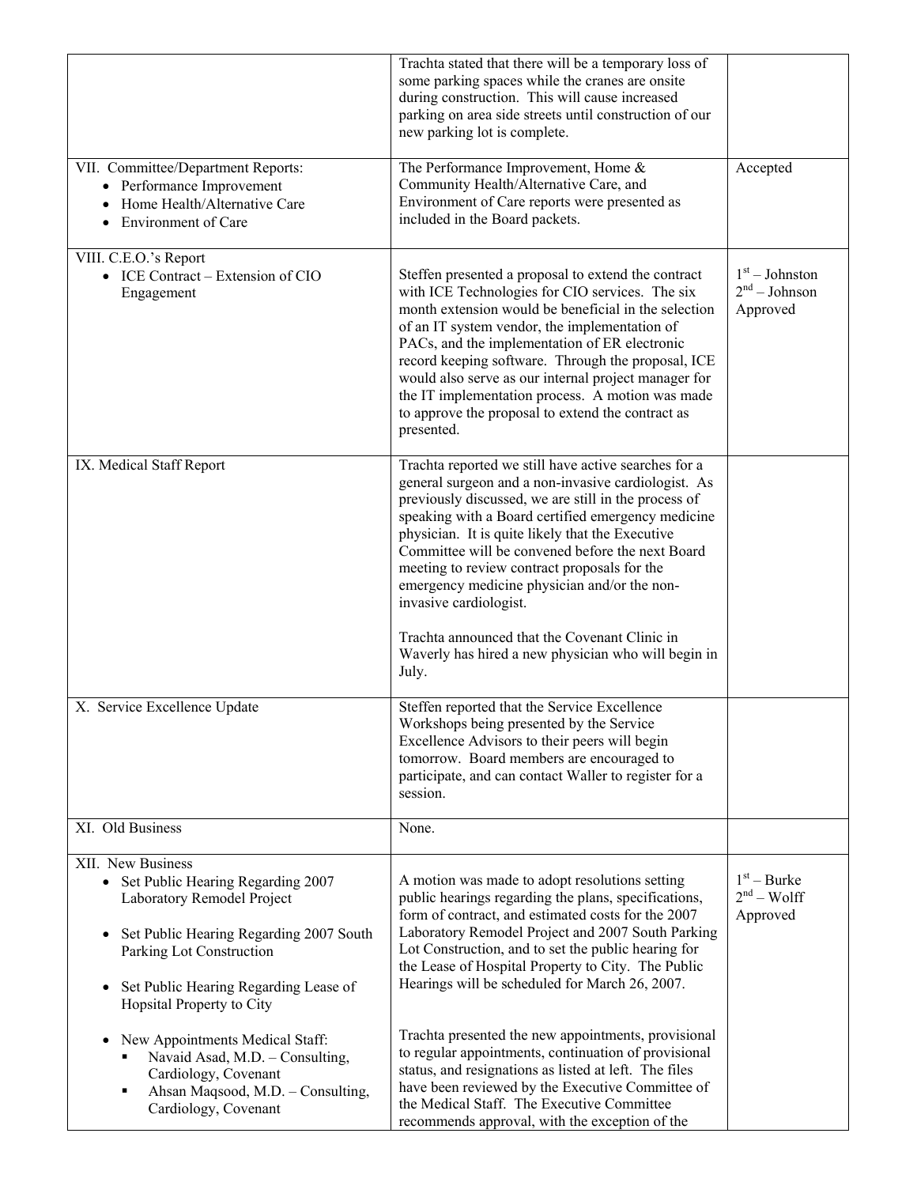| | | |
|---|---|---|
| | Trachta stated that there will be a temporary loss of some parking spaces while the cranes are onsite during construction. This will cause increased parking on area side streets until construction of our new parking lot is complete. | |
| VII. Committee/Department Reports:<br>• Performance Improvement<br>• Home Health/Alternative Care<br>• Environment of Care | The Performance Improvement, Home & Community Health/Alternative Care, and Environment of Care reports were presented as included in the Board packets. | Accepted |
| VIII. C.E.O.'s Report<br>• ICE Contract – Extension of CIO Engagement | Steffen presented a proposal to extend the contract with ICE Technologies for CIO services. The six month extension would be beneficial in the selection of an IT system vendor, the implementation of PACs, and the implementation of ER electronic record keeping software. Through the proposal, ICE would also serve as our internal project manager for the IT implementation process. A motion was made to approve the proposal to extend the contract as presented. | 1st – Johnston<br>2nd – Johnson<br>Approved |
| IX. Medical Staff Report | Trachta reported we still have active searches for a general surgeon and a non-invasive cardiologist. As previously discussed, we are still in the process of speaking with a Board certified emergency medicine physician. It is quite likely that the Executive Committee will be convened before the next Board meeting to review contract proposals for the emergency medicine physician and/or the non-invasive cardiologist.<br><br>Trachta announced that the Covenant Clinic in Waverly has hired a new physician who will begin in July. | |
| X. Service Excellence Update | Steffen reported that the Service Excellence Workshops being presented by the Service Excellence Advisors to their peers will begin tomorrow. Board members are encouraged to participate, and can contact Waller to register for a session. | |
| XI. Old Business | None. | |
| XII. New Business<br>• Set Public Hearing Regarding 2007 Laboratory Remodel Project<br><br>• Set Public Hearing Regarding 2007 South Parking Lot Construction<br><br>• Set Public Hearing Regarding Lease of Hopsital Property to City<br><br>• New Appointments Medical Staff:<br>  ▪ Navaid Asad, M.D. – Consulting, Cardiology, Covenant<br>  ▪ Ahsan Maqsood, M.D. – Consulting, Cardiology, Covenant | A motion was made to adopt resolutions setting public hearings regarding the plans, specifications, form of contract, and estimated costs for the 2007 Laboratory Remodel Project and 2007 South Parking Lot Construction, and to set the public hearing for the Lease of Hospital Property to City. The Public Hearings will be scheduled for March 26, 2007.<br><br>Trachta presented the new appointments, provisional to regular appointments, continuation of provisional status, and resignations as listed at left. The files have been reviewed by the Executive Committee of the Medical Staff. The Executive Committee recommends approval, with the exception of the | 1st – Burke<br>2nd – Wolff<br>Approved |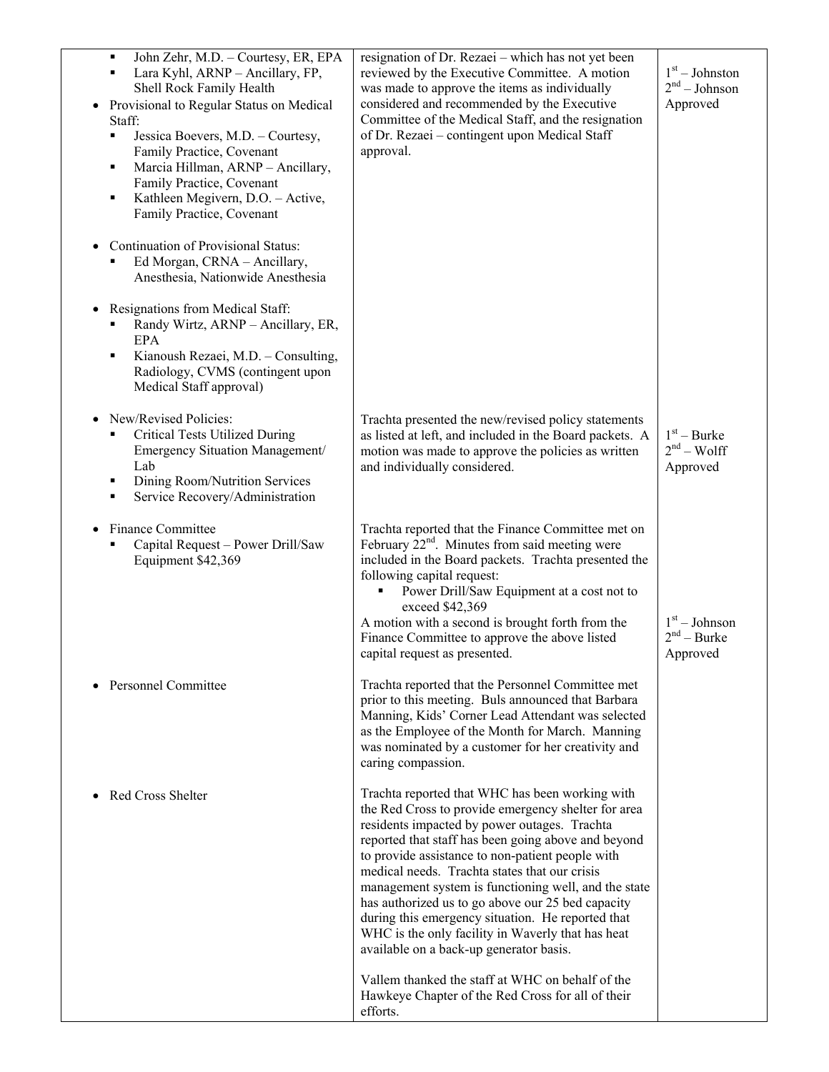| | | |
|---|---|---|
| ▪ John Zehr, M.D. – Courtesy, ER, EPA<br>▪ Lara Kyhl, ARNP – Ancillary, FP, Shell Rock Family Health<br>• Provisional to Regular Status on Medical Staff:<br>▪ Jessica Boevers, M.D. – Courtesy, Family Practice, Covenant<br>▪ Marcia Hillman, ARNP – Ancillary, Family Practice, Covenant<br>▪ Kathleen Megivern, D.O. – Active, Family Practice, Covenant<br><br>• Continuation of Provisional Status:<br>▪ Ed Morgan, CRNA – Ancillary, Anesthesia, Nationwide Anesthesia<br><br>• Resignations from Medical Staff:<br>▪ Randy Wirtz, ARNP – Ancillary, ER, EPA<br>▪ Kianoush Rezaei, M.D. – Consulting, Radiology, CVMS (contingent upon Medical Staff approval) | resignation of Dr. Rezaei – which has not yet been reviewed by the Executive Committee. A motion was made to approve the items as individually considered and recommended by the Executive Committee of the Medical Staff, and the resignation of Dr. Rezaei – contingent upon Medical Staff approval. | 1st – Johnston<br>2nd – Johnson<br>Approved |
| • New/Revised Policies:<br>▪ Critical Tests Utilized During Emergency Situation Management/ Lab<br>▪ Dining Room/Nutrition Services<br>▪ Service Recovery/Administration | Trachta presented the new/revised policy statements as listed at left, and included in the Board packets. A motion was made to approve the policies as written and individually considered. | 1st – Burke<br>2nd – Wolff<br>Approved |
| • Finance Committee<br>▪ Capital Request – Power Drill/Saw Equipment $42,369 | Trachta reported that the Finance Committee met on February 22nd. Minutes from said meeting were included in the Board packets. Trachta presented the following capital request:<br>▪ Power Drill/Saw Equipment at a cost not to exceed $42,369<br>A motion with a second is brought forth from the Finance Committee to approve the above listed capital request as presented. | 1st – Johnson<br>2nd – Burke<br>Approved |
| • Personnel Committee | Trachta reported that the Personnel Committee met prior to this meeting. Buls announced that Barbara Manning, Kids' Corner Lead Attendant was selected as the Employee of the Month for March. Manning was nominated by a customer for her creativity and caring compassion. | |
| • Red Cross Shelter | Trachta reported that WHC has been working with the Red Cross to provide emergency shelter for area residents impacted by power outages. Trachta reported that staff has been going above and beyond to provide assistance to non-patient people with medical needs. Trachta states that our crisis management system is functioning well, and the state has authorized us to go above our 25 bed capacity during this emergency situation. He reported that WHC is the only facility in Waverly that has heat available on a back-up generator basis.<br><br>Vallem thanked the staff at WHC on behalf of the Hawkeye Chapter of the Red Cross for all of their efforts. | |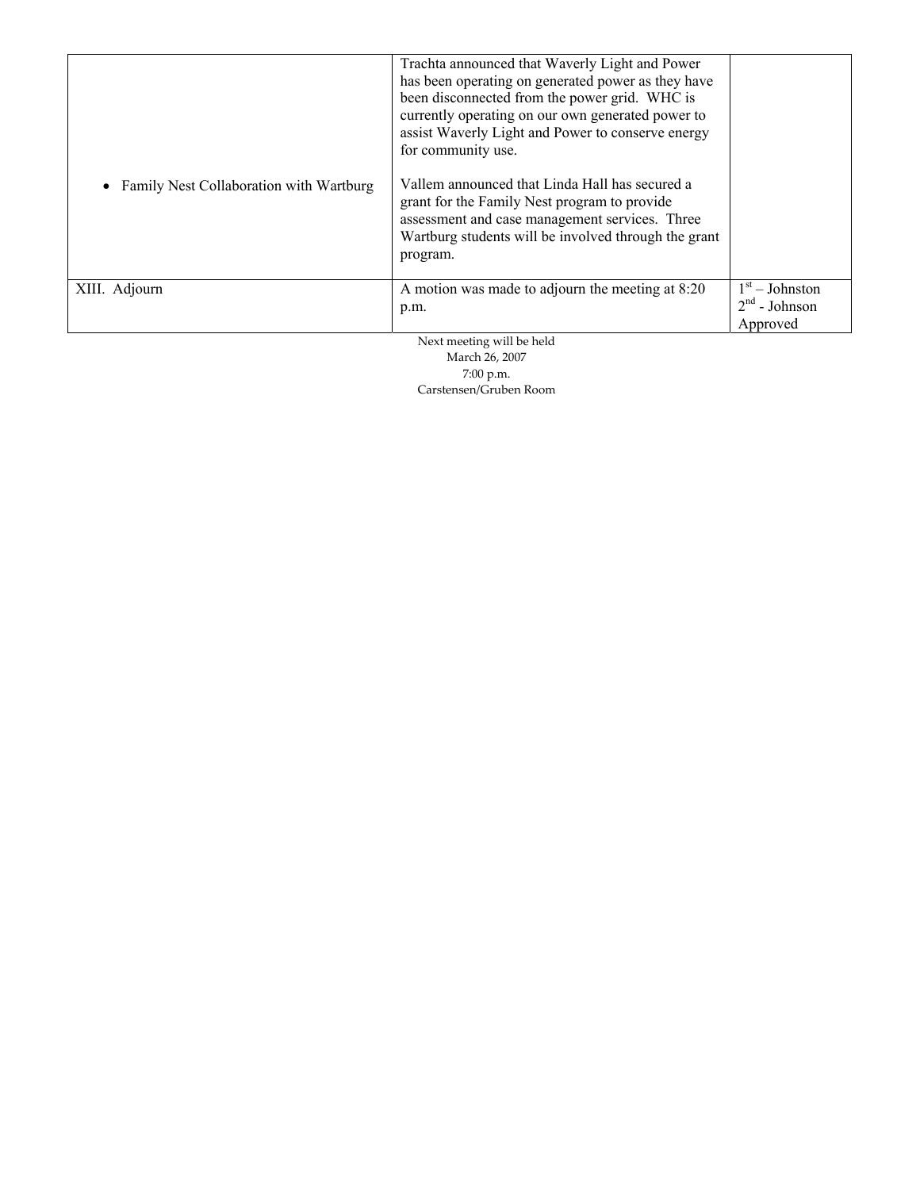| | | |
|---|---|---|
| • Family Nest Collaboration with Wartburg | Trachta announced that Waverly Light and Power has been operating on generated power as they have been disconnected from the power grid. WHC is currently operating on our own generated power to assist Waverly Light and Power to conserve energy for community use.<br><br>Vallem announced that Linda Hall has secured a grant for the Family Nest program to provide assessment and case management services. Three Wartburg students will be involved through the grant program. | |
| XIII. Adjourn | A motion was made to adjourn the meeting at 8:20 p.m. | 1st – Johnston<br>2nd - Johnson<br>Approved |

Next meeting will be held
March 26, 2007
7:00 p.m.
Carstensen/Gruben Room